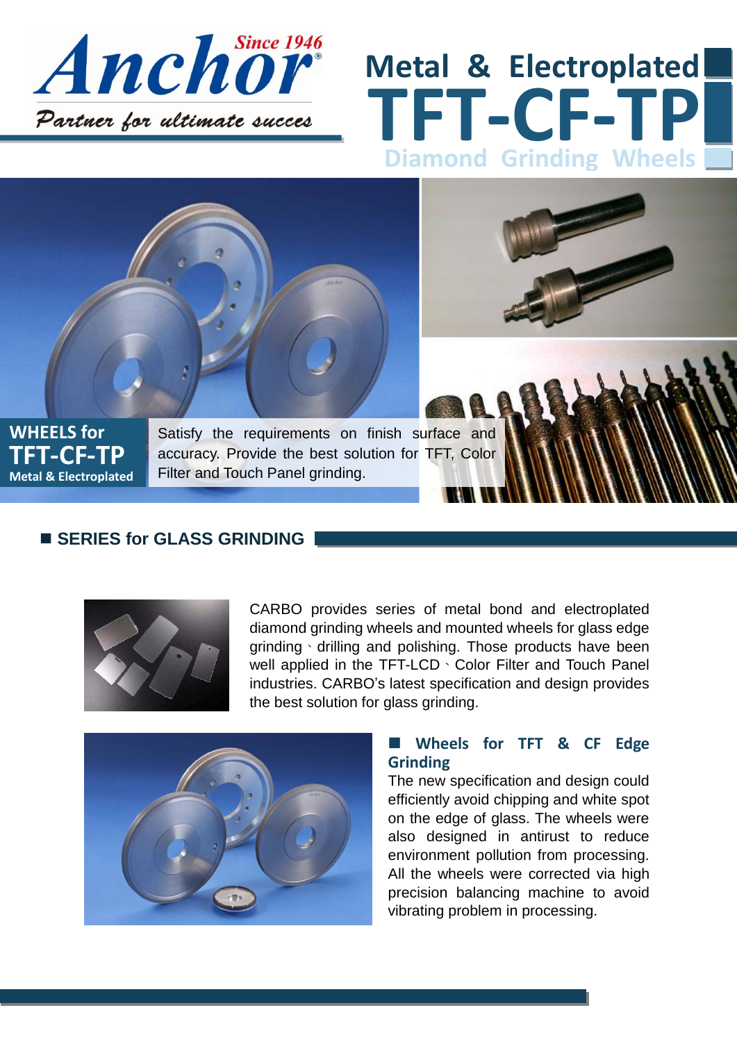Anchor
Since 1946
Partner for ultimate succes

# Metal & Electroplated TFT-CF-TP Diamond Grinding Wheels

**WHEELS for TFT-CF-TP**
**Metal & Electroplated**

Satisfy the requirements on finish surface and accuracy. Provide the best solution for TFT, Color Filter and Touch Panel grinding.

## ■ SERIES for GLASS GRINDING

CARBO provides series of metal bond and electroplated diamond grinding wheels and mounted wheels for glass edge grinding、drilling and polishing. Those products have been well applied in the TFT-LCD、Color Filter and Touch Panel industries. CARBO's latest specification and design provides the best solution for glass grinding.

### ■ Wheels for TFT & CF Edge Grinding

The new specification and design could efficiently avoid chipping and white spot on the edge of glass. The wheels were also designed in antirust to reduce environment pollution from processing. All the wheels were corrected via high precision balancing machine to avoid vibrating problem in processing.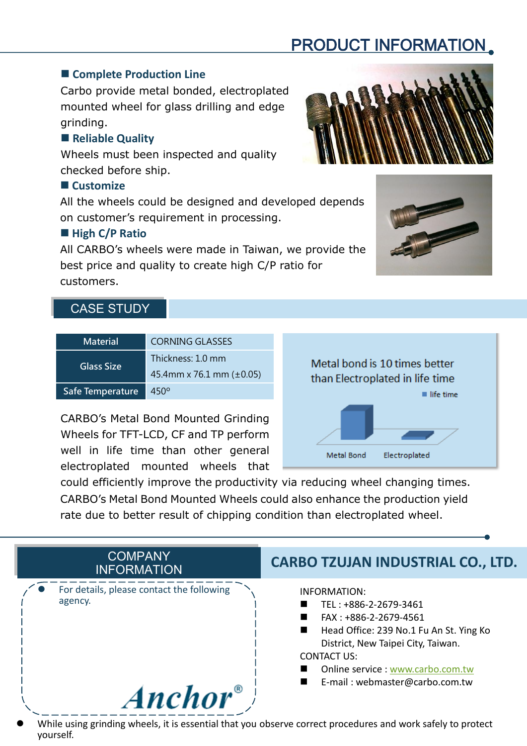# PRODUCT INFORMATION

**Complete Production Line**

Carbo provide metal bonded, electroplated mounted wheel for glass drilling and edge grinding.

**Reliable Quality**

Wheels must been inspected and quality checked before ship.

**Customize**

All the wheels could be designed and developed depends on customer's requirement in processing.

**High C/P Ratio**

All CARBO's wheels were made in Taiwan, we provide the best price and quality to create high C/P ratio for customers.

## CASE STUDY

| | |
|---|---|
| Material | CORNING GLASSES |
| Glass Size | Thickness: 1.0 mm<br>45.4mm x 76.1 mm (±0.05) |
| Safe Temperature | 450° |

Metal bond is 10 times better than Electroplated in life time

life time

Metal Bond

Electroplated

CARBO's Metal Bond Mounted Grinding Wheels for TFT-LCD, CF and TP perform well in life time than other general electroplated mounted wheels that could efficiently improve the productivity via reducing wheel changing times. CARBO's Metal Bond Mounted Wheels could also enhance the production yield rate due to better result of chipping condition than electroplated wheel.

## COMPANY INFORMATION

- For details, please contact the following agency.

Anchor®

## CARBO TZUJAN INDUSTRIAL CO., LTD.

INFORMATION:

- TEL : +886-2-2679-3461
- FAX : +886-2-2679-4561
- Head Office: 239 No.1 Fu An St. Ying Ko District, New Taipei City, Taiwan.

CONTACT US:

- Online service : www.carbo.com.tw
- E-mail : webmaster@carbo.com.tw

- While using grinding wheels, it is essential that you observe correct procedures and work safely to protect yourself.